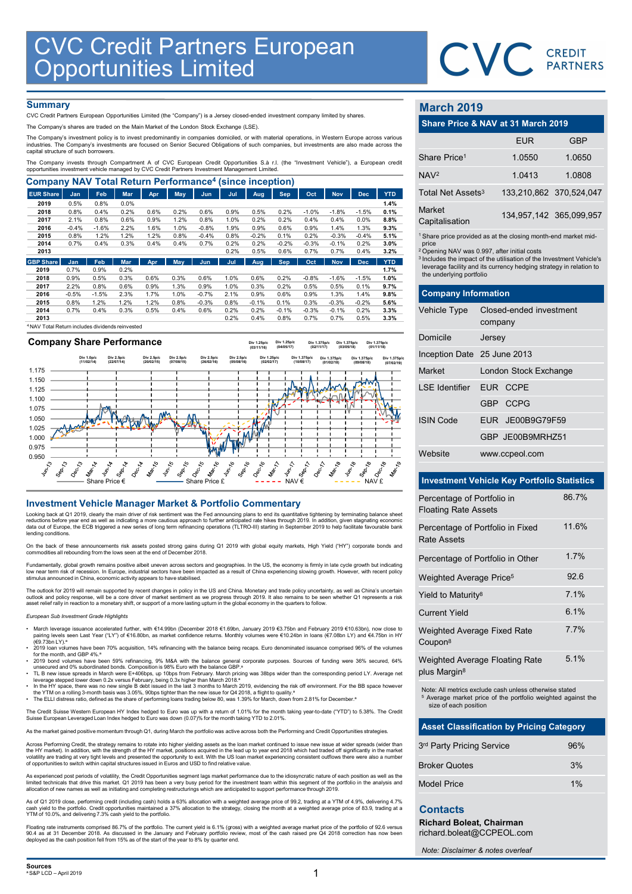# CVC Credit Partners European Opportunities Limited

CVC CREDIT PARTNERS

## Summary

CVC Credit Partners European Opportunities Limited (the "Company") is a Jersey closed-ended investment company limited by shares.

The Company's shares are traded on the Main Market of the London Stock Exchange (LSE).

The Company's investment policy is to invest predominantly in companies domiciled, or with material operations, in Western Europe across various industries. The Company's investments are focused on Senior Secured Obligations of such companies, but investments are also made across the capital structure of such borrowers.

The Company invests through Compartment A of CVC European Credit Opportunities S.à r.l. (the "Investment Vehicle"), a European credit opportunities investment vehicle managed by CVC Credit Partners Investment Management Limited.

## Company NAV Total Return Performance[4] (since inception)

| EUR Share | Jan | Feb | Mar | Apr | May | Jun | Jul | Aug | Sep | Oct | Nov | Dec | YTD |
|---|---|---|---|---|---|---|---|---|---|---|---|---|---|
| 2019 | 0.5% | 0.8% | 0.0% | | | | | | | | | | 1.4% |
| 2018 | 0.8% | 0.4% | 0.2% | 0.6% | 0.2% | 0.6% | 0.9% | 0.5% | 0.2% | -1.0% | -1.8% | -1.5% | 0.1% |
| 2017 | 2.1% | 0.8% | 0.6% | 0.9% | 1.2% | 0.8% | 1.0% | 0.2% | 0.2% | 0.4% | 0.4% | 0.0% | 8.8% |
| 2016 | -0.4% | -1.6% | 2.2% | 1.6% | 1.0% | -0.8% | 1.9% | 0.9% | 0.6% | 0.9% | 1.4% | 1.3% | 9.3% |
| 2015 | 0.8% | 1.2% | 1.2% | 1.2% | 0.8% | -0.4% | 0.8% | -0.2% | 0.1% | 0.2% | -0.3% | -0.4% | 5.1% |
| 2014 | 0.7% | 0.4% | 0.3% | 0.4% | 0.4% | 0.7% | 0.2% | 0.2% | -0.2% | -0.3% | -0.1% | 0.2% | 3.0% |
| 2013 | | | | | | | 0.2% | 0.5% | 0.6% | 0.7% | 0.7% | 0.4% | 3.2% |

| GBP Share | Jan | Feb | Mar | Apr | May | Jun | Jul | Aug | Sep | Oct | Nov | Dec | YTD |
|---|---|---|---|---|---|---|---|---|---|---|---|---|---|
| 2019 | 0.7% | 0.9% | 0.2% | | | | | | | | | | 1.7% |
| 2018 | 0.9% | 0.5% | 0.3% | 0.6% | 0.3% | 0.6% | 1.0% | 0.6% | 0.2% | -0.8% | -1.6% | -1.5% | 1.0% |
| 2017 | 2.2% | 0.8% | 0.6% | 0.9% | 1.3% | 0.9% | 1.0% | 0.3% | 0.2% | 0.5% | 0.5% | 0.1% | 9.7% |
| 2016 | -0.5% | -1.5% | 2.3% | 1.7% | 1.0% | -0.7% | 2.1% | 0.9% | 0.6% | 0.9% | 1.3% | 1.4% | 9.8% |
| 2015 | 0.8% | 1.2% | 1.2% | 1.2% | 0.8% | -0.3% | 0.8% | -0.1% | 0.1% | 0.2% | -0.3% | -0.2% | 5.6% |
| 2014 | 0.7% | 0.4% | 0.3% | 0.5% | 0.4% | 0.6% | 0.2% | 0.2% | -0.1% | -0.3% | -0.1% | 0.2% | 3.3% |
| 2013 | | | | | | | 0.2% | 0.4% | 0.8% | 0.7% | 0.7% | 0.5% | 3.3% |

[4] NAV Total Return includes dividends reinvested

## Company Share Performance

Div 1.0p/c (11/02/14); Div 2.5p/c (22/07/14); Div 2.5p/c (20/02/15); Div 2.5p/c (07/08/15); Div 2.5p/c (26/02/16); Div 2.5p/c (05/08/16); Div 1.25p/c (03/11/16); Div 1.25p/c (04/05/17); Div 1.25p/c (02/02/17); Div 1.375p/c (02/11/17); Div 1.375p/c (10/08/17); Div 1.375p/c (03/05/18); Div 1.375p/c (01/02/18); Div 1.375p/c (01/11/18); Div 1.375p/c (09/08/18); Div 1.375p/c (07/02/19)

Share Price € — Share Price £ — NAV € — NAV £

## Investment Vehicle Manager Market & Portfolio Commentary

Looking back at Q1 2019, clearly the main driver of risk sentiment was the Fed announcing plans to end its quantitative tightening by terminating balance sheet reductions before year end as well as indicating a more cautious approach to further anticipated rate hikes through 2019. In addition, given stagnating economic data out of Europe, the ECB triggered a new series of long term refinancing operations (TLTRO-III) starting in September 2019 to help facilitate favourable bank lending conditions.

On the back of these announcements risk assets posted strong gains during Q1 2019 with global equity markets, High Yield ("HY") corporate bonds and commodities all rebounding from the lows seen at the end of December 2018.

Fundamentally, global growth remains positive albeit uneven across sectors and geographies. In the US, the economy is firmly in late cycle growth but indicating low near term risk of recession. In Europe, industrial sectors have been impacted as a result of China experiencing slowing growth. However, with recent policy stimulus announced in China, economic activity appears to have stabilised.

The outlook for 2019 will remain supported by recent changes in policy in the US and China. Monetary and trade policy uncertainty, as well as China's uncertain outlook and policy response, will be a core driver of market sentiment as we progress through 2019. It also remains to be seen whether Q1 represents a risk asset relief rally in reaction to a monetary shift, or support of a more lasting upturn in the global economy in the quarters to follow.

*European Sub Investment Grade Highlights*

- March leverage issuance accelerated further, with €14.99bn (December 2018 €1.69bn, January 2019 €3.75bn and February 2019 €10.63bn), now close to pairing levels seen Last Year ("LY") of €16.80bn, as market confidence returns. Monthly volumes were €10.24bn in loans (€7.08bn LY) and €4.75bn in HY (€9.73bn LY).[a]
- 2019 loan volumes have been 70% acquisition, 14% refinancing with the balance being recaps. Euro denominated issuance comprised 96% of the volumes for the month, and GBP 4%.[a]
- 2019 bond volumes have been 59% refinancing, 9% M&A with the balance general corporate purposes. Sources of funding were 36% secured, 64% unsecured and 0% subordinated bonds. Composition is 98% Euro with the balance GBP.[a]
- TL B new issue spreads in March were E+406bps, up 10bps from February. March pricing was 38bps wider than the corresponding period LY. Average net leverage stepped lower down 0.2x versus February, being 0.3x higher than March 2018.[a]
- In the HY space, there was no new single B debt issued in the last 3 months to March 2019, evidencing the risk off environment. For the BB space however the YTM on a rolling 3-month basis was 3.05%, 90bps tighter than the new issue for Q4 2018, a flight to quality.[a]
- The ELLI distress ratio, defined as the share of performing loans trading below 80, was 1.39% for March, down from 2.81% for December.[a]

The Credit Suisse Western European HY Index hedged to Euro was up with a return of 1.01% for the month taking year-to-date ("YTD") to 5.38%. The Credit Suisse European Leveraged Loan Index hedged to Euro was down (0.07)% for the month taking YTD to 2.01%.

As the market gained positive momentum through Q1, during March the portfolio was active across both the Performing and Credit Opportunities strategies.

Across Performing Credit, the strategy remains to rotate into higher yielding assets as the loan market continued to issue new issue at wider spreads (wider than the HY market). In addition, with the strength of the HY market, positions acquired in the lead up to year end 2018 which had traded off significantly in the market volatility are trading at very tight levels and presented the opportunity to exit. With the US loan market experiencing consistent outflows there were also a number of opportunities to switch within capital structures issued in Euros and USD to find relative value.

As experienced post periods of volatility, the Credit Opportunities segment lags market performance due to the idiosyncratic nature of each position as well as the limited technicals that drive this market. Q1 2019 has been a very busy period for the investment team within this segment of the portfolio in the analysis and allocation of new names as well as initiating and completing restructurings which are anticipated to support performance through 2019.

As of Q1 2019 close, performing credit (including cash) holds a 63% allocation with a weighted average price of 99.2, trading at a YTM of 4.9%, delivering 4.7% cash yield to the portfolio. Credit opportunities maintained a 37% allocation to the strategy, closing the month at a weighted average price of 83.9, trading at a YTM of 10.0%, and delivering 7.3% cash yield to the portfolio.

Floating rate instruments comprised 86.7% of the portfolio. The current yield is 6.1% (gross) with a weighted average market price of the portfolio of 92.6 versus 90.4 as at 31 December 2018. As discussed in the January and February portfolio review, most of the cash raised pre Q4 2018 correction has now been deployed as the cash position fell from 15% as of the start of the year to 8% by quarter end.

**Sources**
[a] S&P LCD – April 2019

## March 2019

### Share Price & NAV at 31 March 2019

| | EUR | GBP |
|---|---|---|
| Share Price[1] | 1.0550 | 1.0650 |
| NAV[2] | 1.0413 | 1.0808 |
| Total Net Assets[3] | 133,210,862 | 370,524,047 |
| Market Capitalisation | 134,957,142 | 365,099,957 |

[1] Share price provided as at the closing month-end market mid-price
[2] Opening NAV was 0.997, after initial costs
[3] Includes the impact of the utilisation of the Investment Vehicle's leverage facility and its currency hedging strategy in relation to the underlying portfolio

### Company Information

| | |
|---|---|
| Vehicle Type | Closed-ended investment company |
| Domicile | Jersey |
| Inception Date | 25 June 2013 |
| Market | London Stock Exchange |
| LSE Identifier | EUR CCPE |
| | GBP CCPG |
| ISIN Code | EUR JE00B9G79F59 |
| | GBP JE00B9MRHZ51 |
| Website | www.ccpeol.com |

### Investment Vehicle Key Portfolio Statistics

| | |
|---|---|
| Percentage of Portfolio in Floating Rate Assets | 86.7% |
| Percentage of Portfolio in Fixed Rate Assets | 11.6% |
| Percentage of Portfolio in Other | 1.7% |
| Weighted Average Price[5] | 92.6 |
| Yield to Maturity[8] | 7.1% |
| Current Yield | 6.1% |
| Weighted Average Fixed Rate Coupon[8] | 7.7% |
| Weighted Average Floating Rate plus Margin[8] | 5.1% |

Note: All metrics exclude cash unless otherwise stated
[5] Average market price of the portfolio weighted against the size of each position

### Asset Classification by Pricing Category

| | |
|---|---|
| 3rd Party Pricing Service | 96% |
| Broker Quotes | 3% |
| Model Price | 1% |

## Contacts

**Richard Boleat, Chairman**
richard.boleat@CCPEOL.com

*Note: Disclaimer & notes overleaf*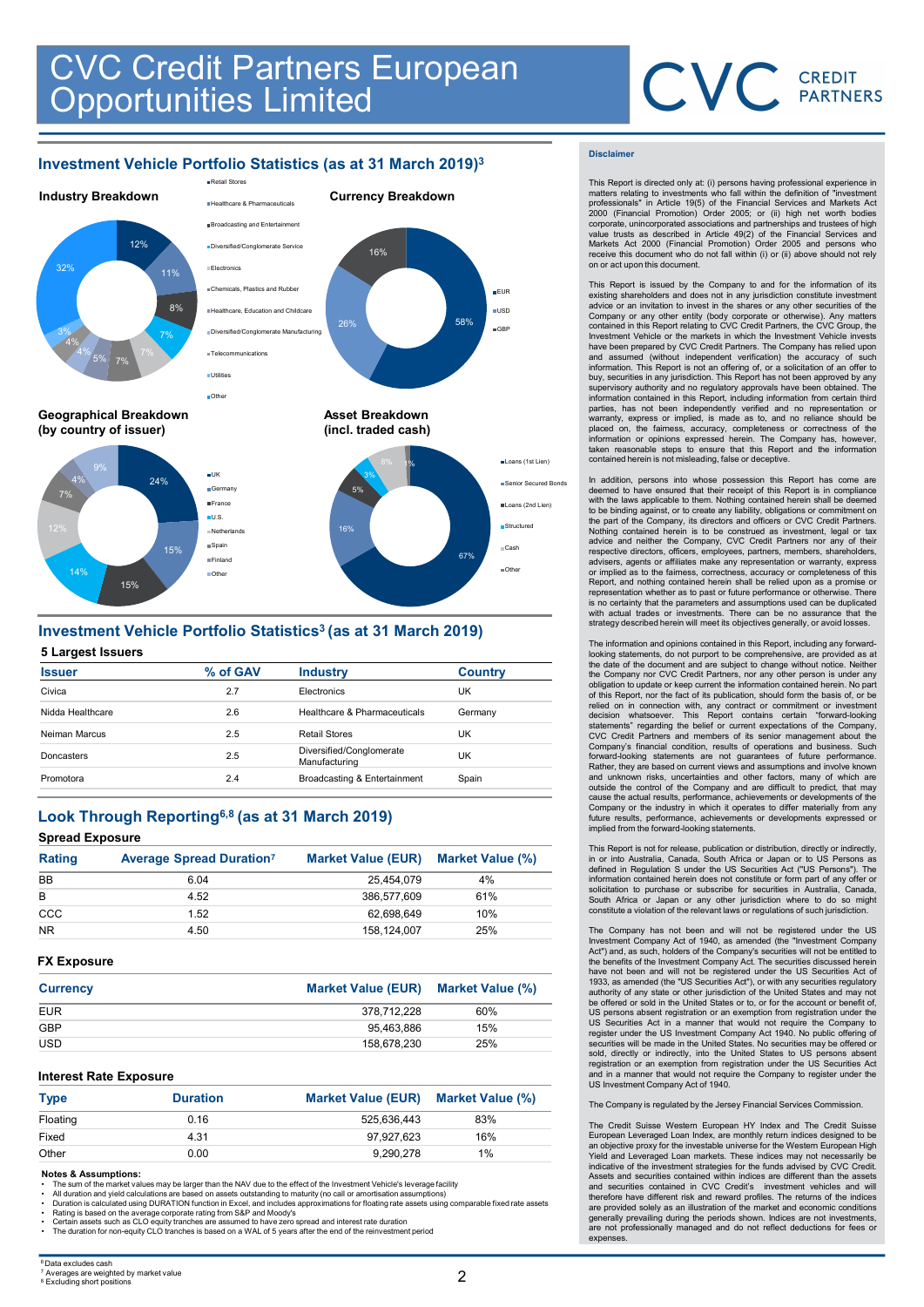# CVC Credit Partners European Opportunities Limited

## Investment Vehicle Portfolio Statistics (as at 31 March 2019)[3]

### Industry Breakdown

12%
11%
8%
7%
7%
7%
5%
4%
4%
3%
32%

- Retail Stores
- Healthcare & Pharmaceuticals
- Broadcasting and Entertainment
- Diversified/Conglomerate Service
- Electronics
- Chemicals, Plastics and Rubber
- Healthcare, Education and Childcare
- Diversified/Conglomerate Manufacturing
- Telecommunications
- Utilities
- Other

### Currency Breakdown

58%
26%
16%

- EUR
- USD
- GBP

### Geographical Breakdown (by country of issuer)

24%
15%
15%
14%
12%
7%
4%
9%

- UK
- Germany
- France
- U.S.
- Netherlands
- Spain
- Finland
- Other

### Asset Breakdown (incl. traded cash)

67%
16%
5%
3%
8%
1%

- Loans (1st Lien)
- Senior Secured Bonds
- Loans (2nd Lien)
- Structured
- Cash
- Other

## Investment Vehicle Portfolio Statistics[3] (as at 31 March 2019)

### 5 Largest Issuers

| Issuer | % of GAV | Industry | Country |
|---|---|---|---|
| Civica | 2.7 | Electronics | UK |
| Nidda Healthcare | 2.6 | Healthcare & Pharmaceuticals | Germany |
| Neiman Marcus | 2.5 | Retail Stores | UK |
| Doncasters | 2.5 | Diversified/Conglomerate Manufacturing | UK |
| Promotora | 2.4 | Broadcasting & Entertainment | Spain |

## Look Through Reporting[6,8] (as at 31 March 2019)

### Spread Exposure

| Rating | Average Spread Duration[7] | Market Value (EUR) | Market Value (%) |
|---|---|---|---|
| BB | 6.04 | 25,454,079 | 4% |
| B | 4.52 | 386,577,609 | 61% |
| CCC | 1.52 | 62,698,649 | 10% |
| NR | 4.50 | 158,124,007 | 25% |

### FX Exposure

| Currency | Market Value (EUR) | Market Value (%) |
|---|---|---|
| EUR | 378,712,228 | 60% |
| GBP | 95,463,886 | 15% |
| USD | 158,678,230 | 25% |

### Interest Rate Exposure

| Type | Duration | Market Value (EUR) | Market Value (%) |
|---|---|---|---|
| Floating | 0.16 | 525,636,443 | 83% |
| Fixed | 4.31 | 97,927,623 | 16% |
| Other | 0.00 | 9,290,278 | 1% |

**Notes & Assumptions:**
- The sum of the market values may be larger than the NAV due to the effect of the Investment Vehicle's leverage facility
- All duration and yield calculations are based on assets outstanding to maturity (no call or amortisation assumptions)
- Duration is calculated using DURATION function in Excel, and includes approximations for floating rate assets using comparable fixed rate assets
- Rating is based on the average corporate rating from S&P and Moody's
- Certain assets such as CLO equity tranches are assumed to have zero spread and interest rate duration
- The duration for non-equity CLO tranches is based on a WAL of 5 years after the end of the reinvestment period

[6] Data excludes cash
[7] Averages are weighted by market value
[8] Excluding short positions

### Disclaimer

This Report is directed only at: (i) persons having professional experience in matters relating to investments who fall within the definition of "investment professionals" in Article 19(5) of the Financial Services and Markets Act 2000 (Financial Promotion) Order 2005; or (ii) high net worth bodies corporate, unincorporated associations and partnerships and trustees of high value trusts as described in Article 49(2) of the Financial Services and Markets Act 2000 (Financial Promotion) Order 2005 and persons who receive this document who do not fall within (i) or (ii) above should not rely on or act upon this document.

This Report is issued by the Company to and for the information of its existing shareholders and does not in any jurisdiction constitute investment advice or an invitation to invest in the shares or any other securities of the Company or any other entity (body corporate or otherwise). Any matters contained in this Report relating to CVC Credit Partners, the CVC Group, the Investment Vehicle or the markets in which the Investment Vehicle invests have been prepared by CVC Credit Partners. The Company has relied upon and assumed (without independent verification) the accuracy of such information. This Report is not an offering of, or a solicitation of an offer to buy, securities in any jurisdiction. This Report has not been approved by any supervisory authority and no regulatory approvals have been obtained. The information contained in this Report, including information from certain third parties, has not been independently verified and no representation or warranty, express or implied, is made as to, and no reliance should be placed on, the fairness, accuracy, completeness or correctness of the information or opinions expressed herein. The Company has, however, taken reasonable steps to ensure that this Report and the information contained herein is not misleading, false or deceptive.

In addition, persons into whose possession this Report has come are deemed to have ensured that their receipt of this Report is in compliance with the laws applicable to them. Nothing contained herein shall be deemed to be binding on, or to create any liability, obligations or commitment on the part of the Company, its directors and officers or CVC Credit Partners. Nothing contained herein is to be construed as investment, legal or tax advice and neither the Company, CVC Credit Partners nor any of their respective directors, officers, employees, partners, members, shareholders, advisers, agents or affiliates make any representation or warranty, express or implied as to the fairness, correctness, accuracy or completeness of this Report, and nothing contained herein shall be relied upon as a promise or representation whether as to past or future performance or otherwise. There is no certainty that the parameters and assumptions used can be duplicated with actual trades or investments. There can be no assurance that the strategy described herein will meet its objectives generally, or avoid losses.

The information and opinions contained in this Report, including any forward-looking statements, do not purport to be comprehensive, are provided as at the date of the document and are subject to change without notice. Neither the Company nor CVC Credit Partners, nor any other person is under any obligation to update or keep current the information contained herein. No part of this Report, nor the fact of its publication, should form the basis of, or be relied on in connection with, any contract or commitment or investment decision whatsoever. This Report contains certain "forward-looking statements" regarding the belief or current expectations of the Company, CVC Credit Partners and members of its senior management about the Company's financial condition, results of operations and business. Such forward-looking statements are not guarantees of future performance. Rather, they are based on current views and assumptions and involve known and unknown risks, uncertainties and other factors, many of which are outside the control of the Company and are difficult to predict, that may cause the actual results, performance, achievements or developments of the Company or the industry in which it operates to differ materially from any future results, performance, achievements or developments expressed or implied from the forward-looking statements.

This Report is not for release, publication or distribution, directly or indirectly, in or into Australia, Canada, South Africa or Japan or to US Persons as defined in Regulation S under the US Securities Act ("US Persons"). The information contained herein does not constitute or form part of any offer or solicitation to purchase or subscribe for securities in Australia, Canada, South Africa or Japan or any other jurisdiction where to do so might constitute a violation of the relevant laws or regulations of such jurisdiction.

The Company has not been and will not be registered under the US Investment Company Act of 1940, as amended (the "Investment Company Act") and, as such, holders of the Company's securities will not be entitled to the benefits of the Investment Company Act. The securities discussed herein have not been and will not be registered under the US Securities Act of 1933, as amended (the "US Securities Act"), or with any securities regulatory authority of any state or other jurisdiction of the United States and may not be offered or sold in the United States or to, or for the account or benefit of, US persons absent registration or an exemption from registration under the US Securities Act in a manner that would not require the Company to register under the US Investment Company Act 1940. No public offering of securities will be made in the United States. No securities may be offered or sold, directly or indirectly, into the United States to US persons absent registration or an exemption from registration under the US Securities Act and in a manner that would not require the Company to register under the US Investment Company Act of 1940.

The Company is regulated by the Jersey Financial Services Commission.

The Credit Suisse Western European HY Index and The Credit Suisse European Leveraged Loan Index, are monthly return indices designed to be an objective proxy for the investable universe for the Western European High Yield and Leveraged Loan markets. These indices may not necessarily be indicative of the investment strategies for the funds advised by CVC Credit. Assets and securities contained within indices are different than the assets and securities contained in CVC Credit's investment vehicles and will therefore have different risk and reward profiles. The returns of the indices are provided solely as an illustration of the market and economic conditions generally prevailing during the periods shown. Indices are not investments, are not professionally managed and do not reflect deductions for fees or expenses.